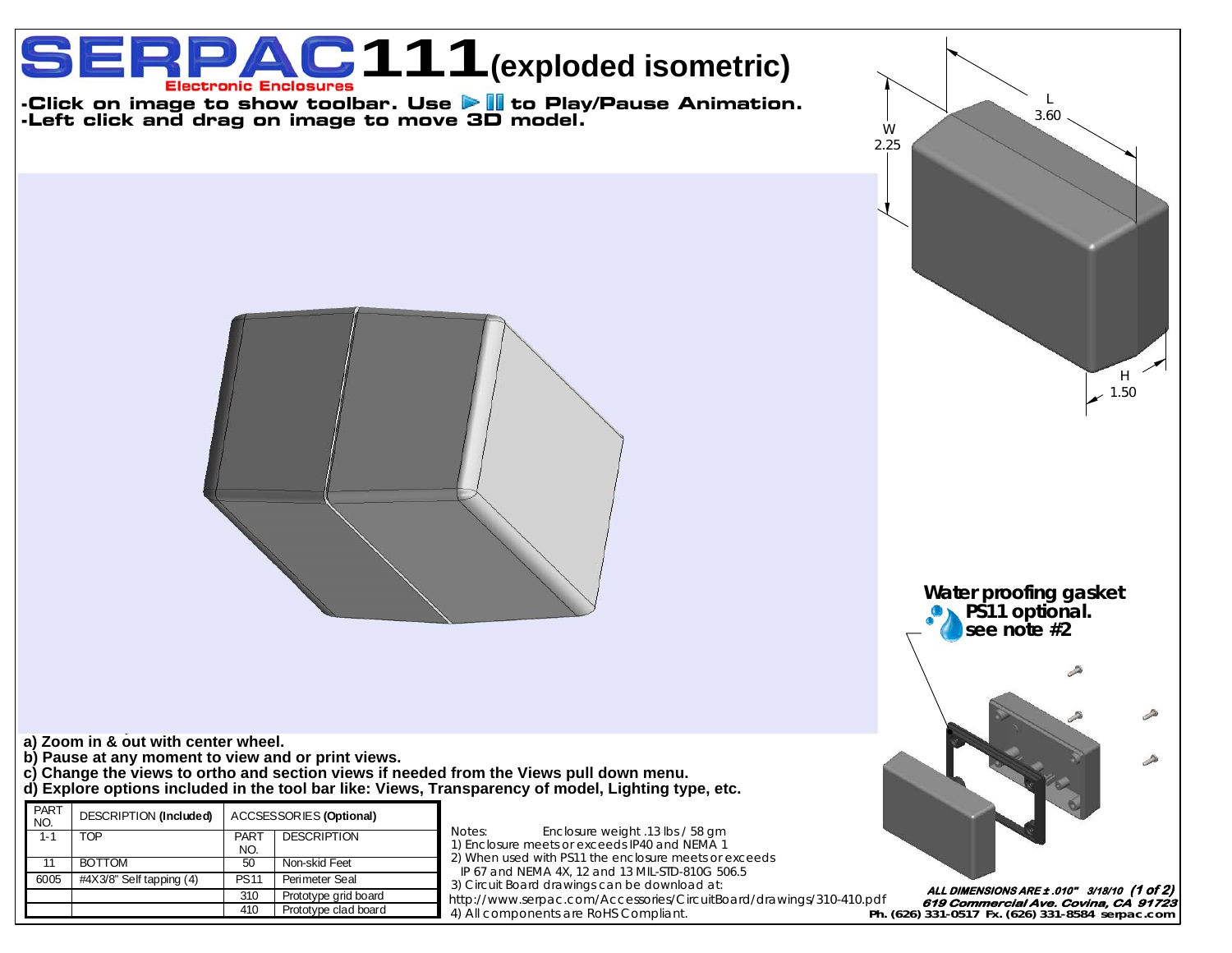# SERPAC 111 (exploded isometric)

**Electronic Enclosures**

**-Click on image to show toolbar. Use ▶ ⏸ to Play/Pause Animation.**
**-Left click and drag on image to move 3D model.**

W 2.25

L 3.60

H 1.50

**Water proofing gasket PS11 optional. see note #2**

**a) Zoom in & out with center wheel.**
**b) Pause at any moment to view and or print views.**
**c) Change the views to ortho and section views if needed from the Views pull down menu.**
**d) Explore options included in the tool bar like: Views, Transparency of model, Lighting type, etc.**

| PART NO. | DESCRIPTION **(Included)** | ACCSESSORIES **(Optional)** | |
|---|---|---|---|
| | | PART NO. | DESCRIPTION |
| 1-1 | TOP | | |
| 11 | BOTTOM | 50 | Non-skid Feet |
| 6005 | #4X3/8" Self tapping (4) | PS11 | Perimeter Seal |
| | | 310 | Prototype grid board |
| | | 410 | Prototype clad board |

Notes: Enclosure weight .13 lbs / 58 gm
1) Enclosure meets or exceeds IP40 and NEMA 1
2) When used with PS11 the enclosure meets or exceeds IP 67 and NEMA 4X, 12 and 13 MIL-STD-810G 506.5
3) Circuit Board drawings can be download at:
http://www.serpac.com/Accessories/CircuitBoard/drawings/310-410.pdf
4) All components are RoHS Compliant.

***ALL DIMENSIONS ARE ± .010" 3/18/10***
***619 Commercial Ave. Covina, CA 91723***
**Ph. (626) 331-0517 Fx. (626) 331-8584 serpac.com**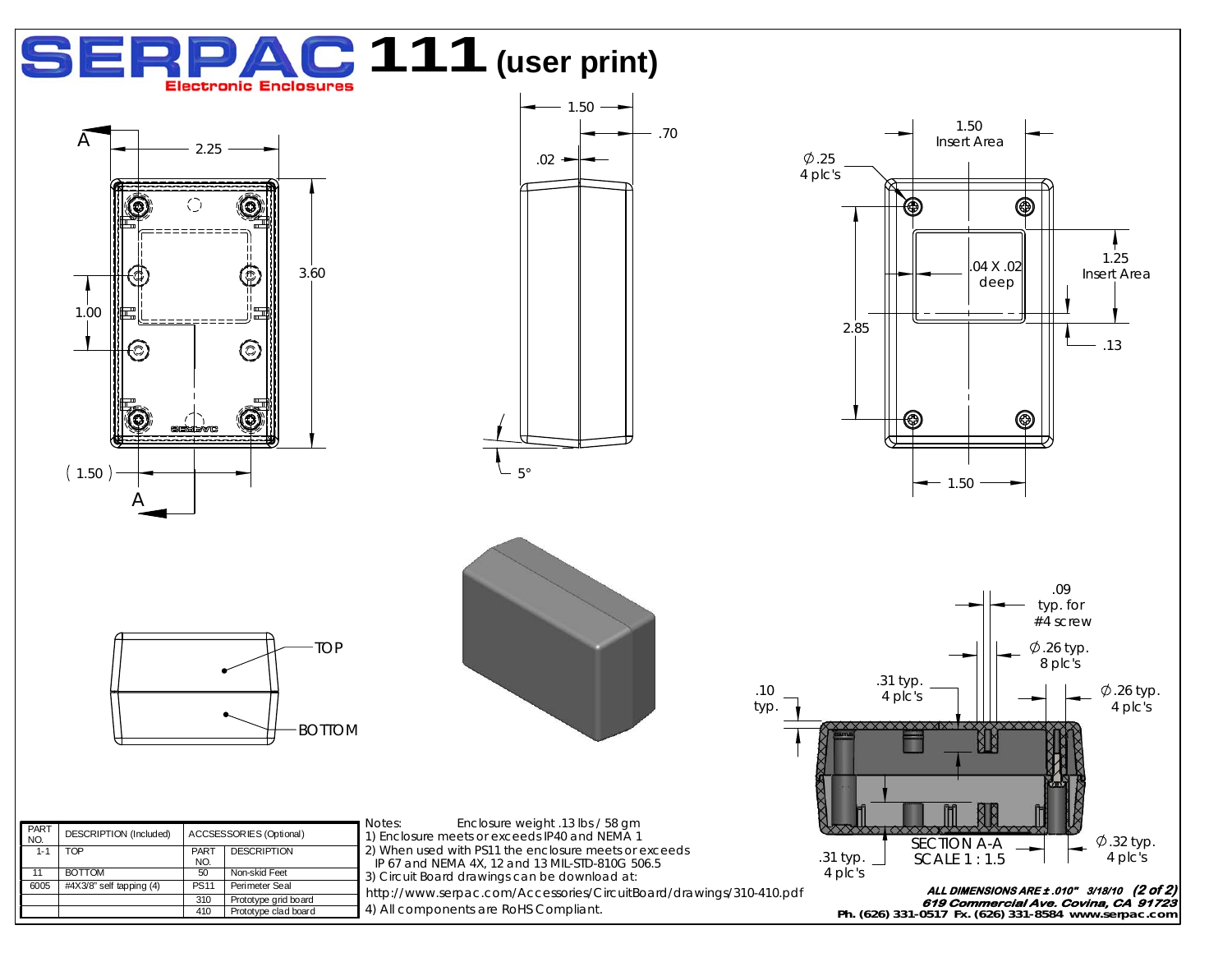# SERPAC 111 (user print)

Electronic Enclosures

A
2.25
3.60
1.00
( 1.50 )
A

1.50
.70
.02
5°

1.50
Insert Area
∅.25
4 plc's
.04 X .02
deep
1.25
Insert Area
2.85
.13
1.50

TOP
BOTTOM

.09
typ. for
#4 screw
∅.26 typ.
8 plc's
.31 typ.
4 plc's
.10
typ.
∅.26 typ.
4 plc's
.31 typ.
4 plc's
SECTION A-A
SCALE 1 : 1.5
∅.32 typ.
4 plc's

| PART NO. | DESCRIPTION (Included) | ACCSESSORIES (Optional) | |
|---|---|---|---|
| | | PART NO. | DESCRIPTION |
| 1-1 | TOP | | |
| 11 | BOTTOM | 50 | Non-skid Feet |
| 6005 | #4X3/8" self tapping (4) | PS11 | Perimeter Seal |
| | | 310 | Prototype grid board |
| | | 410 | Prototype clad board |

Notes: Enclosure weight .13 lbs / 58 gm

1) Enclosure meets or exceeds IP40 and NEMA 1
2) When used with PS11 the enclosure meets or exceeds IP 67 and NEMA 4X, 12 and 13 MIL-STD-810G 506.5
3) Circuit Board drawings can be download at: http://www.serpac.com/Accessories/CircuitBoard/drawings/310-410.pdf
4) All components are RoHS Compliant.

***ALL DIMENSIONS ARE ± .010" 3/18/10***

***619 Commercial Ave. Covina, CA 91723***

**Ph. (626) 331-0517 Fx. (626) 331-8584 www.serpac.com**